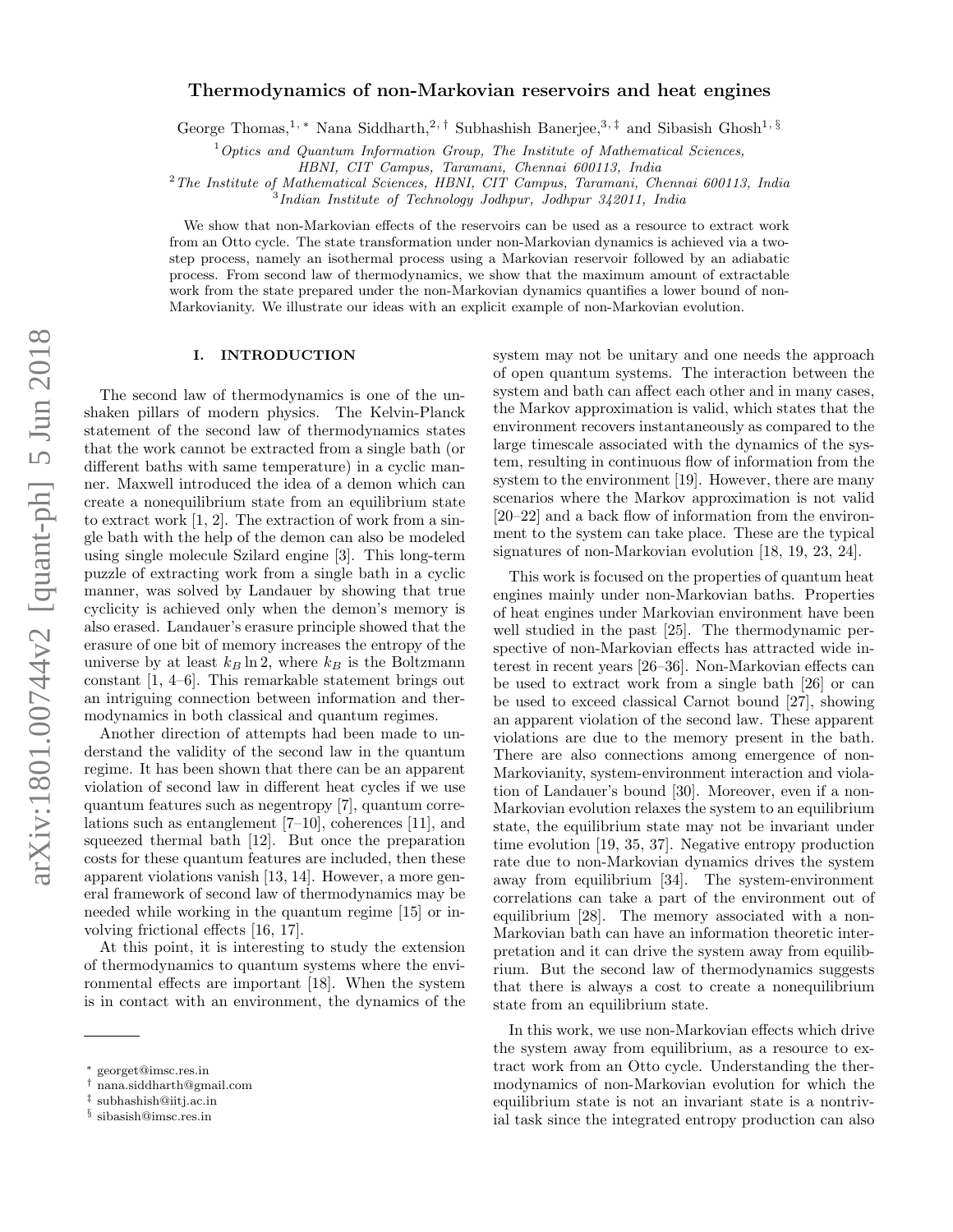# Thermodynamics of non-Markovian reservoirs and heat engines

George Thomas,[1,*] Nana Siddharth,[2,†] Subhashish Banerjee,[3,‡] and Sibasish Ghosh[1,§]

[1] *Optics and Quantum Information Group, The Institute of Mathematical Sciences, HBNI, CIT Campus, Taramani, Chennai 600113, India*

[2] *The Institute of Mathematical Sciences, HBNI, CIT Campus, Taramani, Chennai 600113, India*

[3] *Indian Institute of Technology Jodhpur, Jodhpur 342011, India*

We show that non-Markovian effects of the reservoirs can be used as a resource to extract work from an Otto cycle. The state transformation under non-Markovian dynamics is achieved via a two-step process, namely an isothermal process using a Markovian reservoir followed by an adiabatic process. From second law of thermodynamics, we show that the maximum amount of extractable work from the state prepared under the non-Markovian dynamics quantifies a lower bound of non-Markovianity. We illustrate our ideas with an explicit example of non-Markovian evolution.

## I. INTRODUCTION

The second law of thermodynamics is one of the unshaken pillars of modern physics. The Kelvin-Planck statement of the second law of thermodynamics states that the work cannot be extracted from a single bath (or different baths with same temperature) in a cyclic manner. Maxwell introduced the idea of a demon which can create a nonequilibrium state from an equilibrium state to extract work [1, 2]. The extraction of work from a single bath with the help of the demon can also be modeled using single molecule Szilard engine [3]. This long-term puzzle of extracting work from a single bath in a cyclic manner, was solved by Landauer by showing that true cyclicity is achieved only when the demon's memory is also erased. Landauer's erasure principle showed that the erasure of one bit of memory increases the entropy of the universe by at least $k_B \ln 2$, where $k_B$ is the Boltzmann constant [1, 4–6]. This remarkable statement brings out an intriguing connection between information and thermodynamics in both classical and quantum regimes.

Another direction of attempts had been made to understand the validity of the second law in the quantum regime. It has been shown that there can be an apparent violation of second law in different heat cycles if we use quantum features such as negentropy [7], quantum correlations such as entanglement [7–10], coherences [11], and squeezed thermal bath [12]. But once the preparation costs for these quantum features are included, then these apparent violations vanish [13, 14]. However, a more general framework of second law of thermodynamics may be needed while working in the quantum regime [15] or involving frictional effects [16, 17].

At this point, it is interesting to study the extension of thermodynamics to quantum systems where the environmental effects are important [18]. When the system is in contact with an environment, the dynamics of the system may not be unitary and one needs the approach of open quantum systems. The interaction between the system and bath can affect each other and in many cases, the Markov approximation is valid, which states that the environment recovers instantaneously as compared to the large timescale associated with the dynamics of the system, resulting in continuous flow of information from the system to the environment [19]. However, there are many scenarios where the Markov approximation is not valid [20–22] and a back flow of information from the environment to the system can take place. These are the typical signatures of non-Markovian evolution [18, 19, 23, 24].

This work is focused on the properties of quantum heat engines mainly under non-Markovian baths. Properties of heat engines under Markovian environment have been well studied in the past [25]. The thermodynamic perspective of non-Markovian effects has attracted wide interest in recent years [26–36]. Non-Markovian effects can be used to extract work from a single bath [26] or can be used to exceed classical Carnot bound [27], showing an apparent violation of the second law. These apparent violations are due to the memory present in the bath. There are also connections among emergence of non-Markovianity, system-environment interaction and violation of Landauer's bound [30]. Moreover, even if a non-Markovian evolution relaxes the system to an equilibrium state, the equilibrium state may not be invariant under time evolution [19, 35, 37]. Negative entropy production rate due to non-Markovian dynamics drives the system away from equilibrium [34]. The system-environment correlations can take a part of the environment out of equilibrium [28]. The memory associated with a non-Markovian bath can have an information theoretic interpretation and it can drive the system away from equilibrium. But the second law of thermodynamics suggests that there is always a cost to create a nonequilibrium state from an equilibrium state.

In this work, we use non-Markovian effects which drive the system away from equilibrium, as a resource to extract work from an Otto cycle. Understanding the thermodynamics of non-Markovian evolution for which the equilibrium state is not an invariant state is a nontrivial task since the integrated entropy production can also

* georget@imsc.res.in
† nana.siddharth@gmail.com
‡ subhashish@iitj.ac.in
§ sibasish@imsc.res.in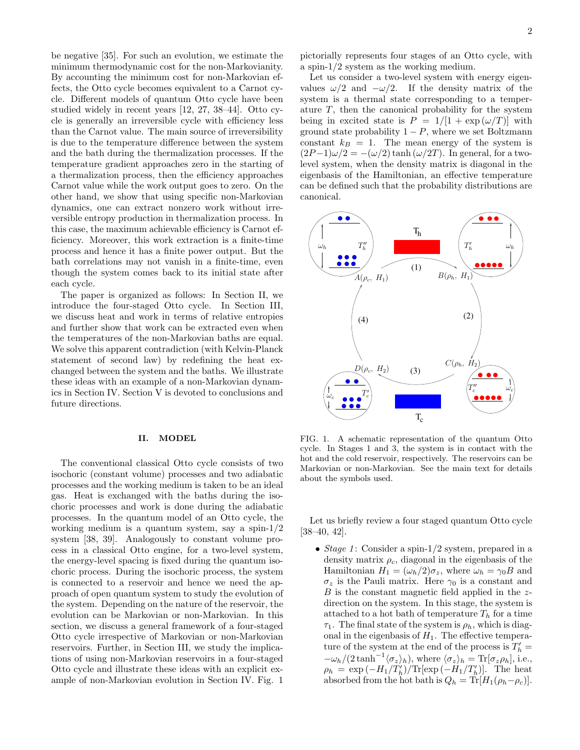be negative [35]. For such an evolution, we estimate the minimum thermodynamic cost for the non-Markovianity. By accounting the minimum cost for non-Markovian effects, the Otto cycle becomes equivalent to a Carnot cycle. Different models of quantum Otto cycle have been studied widely in recent years [12, 27, 38–44]. Otto cycle is generally an irreversible cycle with efficiency less than the Carnot value. The main source of irreversibility is due to the temperature difference between the system and the bath during the thermalization processes. If the temperature gradient approaches zero in the starting of a thermalization process, then the efficiency approaches Carnot value while the work output goes to zero. On the other hand, we show that using specific non-Markovian dynamics, one can extract nonzero work without irreversible entropy production in thermalization process. In this case, the maximum achievable efficiency is Carnot efficiency. Moreover, this work extraction is a finite-time process and hence it has a finite power output. But the bath correlations may not vanish in a finite-time, even though the system comes back to its initial state after each cycle.

The paper is organized as follows: In Section II, we introduce the four-staged Otto cycle. In Section III, we discuss heat and work in terms of relative entropies and further show that work can be extracted even when the temperatures of the non-Markovian baths are equal. We solve this apparent contradiction (with Kelvin-Planck statement of second law) by redefining the heat exchanged between the system and the baths. We illustrate these ideas with an example of a non-Markovian dynamics in Section IV. Section V is devoted to conclusions and future directions.

## II. MODEL

The conventional classical Otto cycle consists of two isochoric (constant volume) processes and two adiabatic processes and the working medium is taken to be an ideal gas. Heat is exchanged with the baths during the isochoric processes and work is done during the adiabatic processes. In the quantum model of an Otto cycle, the working medium is a quantum system, say a spin-1/2 system [38, 39]. Analogously to constant volume process in a classical Otto engine, for a two-level system, the energy-level spacing is fixed during the quantum isochoric process. During the isochoric process, the system is connected to a reservoir and hence we need the approach of open quantum system to study the evolution of the system. Depending on the nature of the reservoir, the evolution can be Markovian or non-Markovian. In this section, we discuss a general framework of a four-staged Otto cycle irrespective of Markovian or non-Markovian reservoirs. Further, in Section III, we study the implications of using non-Markovian reservoirs in a four-staged Otto cycle and illustrate these ideas with an explicit example of non-Markovian evolution in Section IV. Fig. 1 pictorially represents four stages of an Otto cycle, with a spin-1/2 system as the working medium.

Let us consider a two-level system with energy eigenvalues $\omega/2$ and $-\omega/2$. If the density matrix of the system is a thermal state corresponding to a temperature $T$, then the canonical probability for the system being in excited state is $P = 1/[1 + \exp(\omega/T)]$ with ground state probability $1 - P$, where we set Boltzmann constant $k_B = 1$. The mean energy of the system is $(2P-1)\omega/2 = -(\omega/2)\tanh(\omega/2T)$. In general, for a two-level system, when the density matrix is diagonal in the eigenbasis of the Hamiltonian, an effective temperature can be defined such that the probability distributions are canonical.

FIG. 1. A schematic representation of the quantum Otto cycle. In Stages 1 and 3, the system is in contact with the hot and the cold reservoir, respectively. The reservoirs can be Markovian or non-Markovian. See the main text for details about the symbols used.

Let us briefly review a four staged quantum Otto cycle [38–40, 42].

- *Stage 1*: Consider a spin-1/2 system, prepared in a density matrix $\rho_c$, diagonal in the eigenbasis of the Hamiltonian $H_1 = (\omega_h/2)\sigma_z$, where $\omega_h = \gamma_0 B$ and $\sigma_z$ is the Pauli matrix. Here $\gamma_0$ is a constant and $B$ is the constant magnetic field applied in the $z$-direction on the system. In this stage, the system is attached to a hot bath of temperature $T_h$ for a time $\tau_1$. The final state of the system is $\rho_h$, which is diagonal in the eigenbasis of $H_1$. The effective temperature of the system at the end of the process is $T'_h = -\omega_h/(2\tanh^{-1}\langle\sigma_z\rangle_h)$, where $\langle\sigma_z\rangle_h = \mathrm{Tr}[\sigma_z\rho_h]$, i.e., $\rho_h = \exp(-H_1/T'_h)/\mathrm{Tr}[\exp(-H_1/T'_h)]$. The heat absorbed from the hot bath is $Q_h = \mathrm{Tr}[H_1(\rho_h - \rho_c)]$.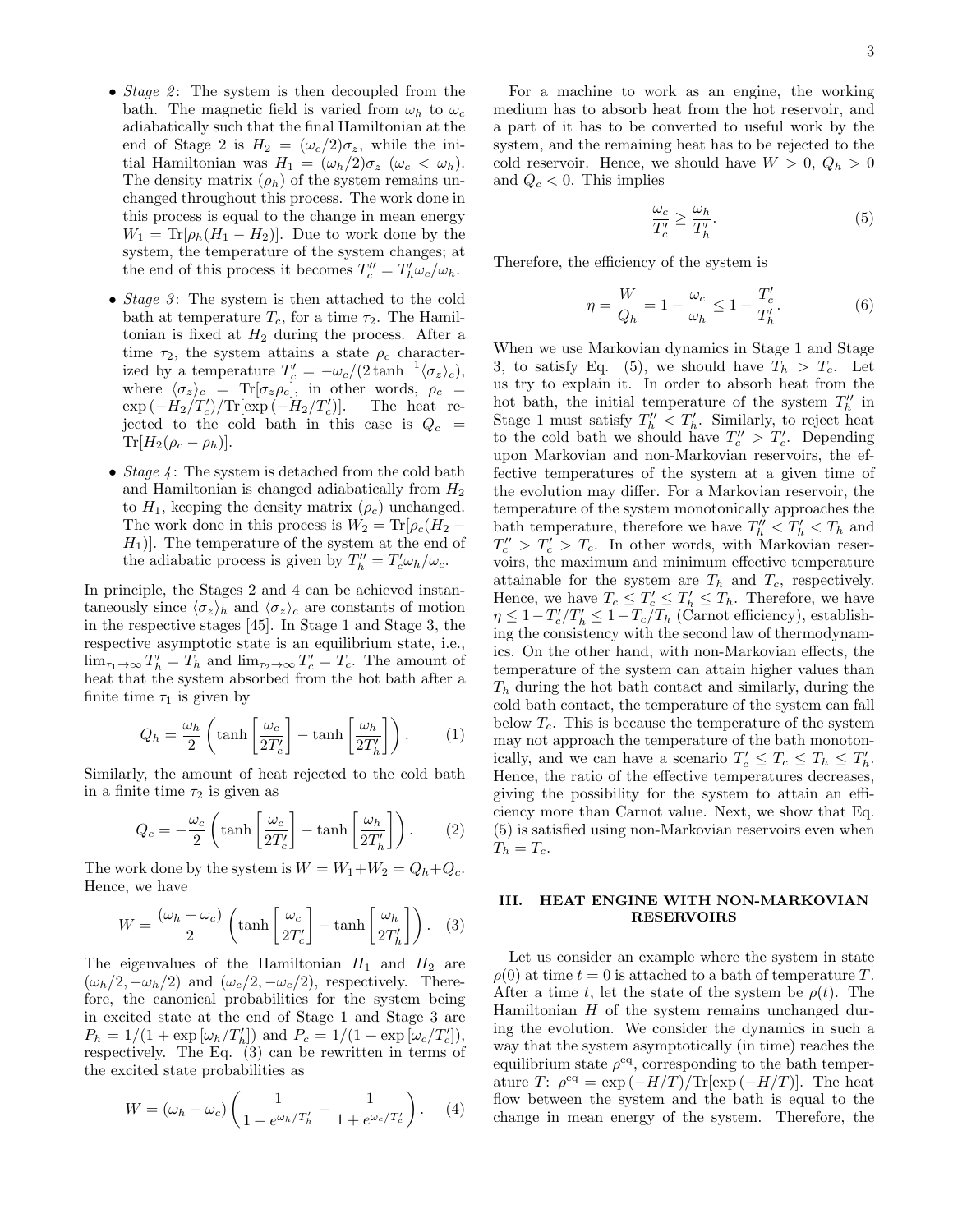- *Stage 2*: The system is then decoupled from the bath. The magnetic field is varied from $\omega_h$ to $\omega_c$ adiabatically such that the final Hamiltonian at the end of Stage 2 is $H_2 = (\omega_c/2)\sigma_z$, while the initial Hamiltonian was $H_1 = (\omega_h/2)\sigma_z$ ($\omega_c < \omega_h$). The density matrix ($\rho_h$) of the system remains unchanged throughout this process. The work done in this process is equal to the change in mean energy $W_1 = \text{Tr}[\rho_h(H_1 - H_2)]$. Due to work done by the system, the temperature of the system changes; at the end of this process it becomes $T_c'' = T_h'\omega_c/\omega_h$.

- *Stage 3*: The system is then attached to the cold bath at temperature $T_c$, for a time $\tau_2$. The Hamiltonian is fixed at $H_2$ during the process. After a time $\tau_2$, the system attains a state $\rho_c$ characterized by a temperature $T_c' = -\omega_c/(2\tanh^{-1}\langle\sigma_z\rangle_c)$, where $\langle\sigma_z\rangle_c = \text{Tr}[\sigma_z\rho_c]$, in other words, $\rho_c = \exp(-H_2/T_c')/\text{Tr}[\exp(-H_2/T_c')]$. The heat rejected to the cold bath in this case is $Q_c = \text{Tr}[H_2(\rho_c - \rho_h)]$.

- *Stage 4*: The system is detached from the cold bath and Hamiltonian is changed adiabatically from $H_2$ to $H_1$, keeping the density matrix ($\rho_c$) unchanged. The work done in this process is $W_2 = \text{Tr}[\rho_c(H_2 - H_1)]$. The temperature of the system at the end of the adiabatic process is given by $T_h'' = T_c'\omega_h/\omega_c$.

In principle, the Stages 2 and 4 can be achieved instantaneously since $\langle\sigma_z\rangle_h$ and $\langle\sigma_z\rangle_c$ are constants of motion in the respective stages [45]. In Stage 1 and Stage 3, the respective asymptotic state is an equilibrium state, i.e., $\lim_{\tau_1\to\infty} T_h' = T_h$ and $\lim_{\tau_2\to\infty} T_c' = T_c$. The amount of heat that the system absorbed from the hot bath after a finite time $\tau_1$ is given by

$$Q_h = \frac{\omega_h}{2}\left(\tanh\left[\frac{\omega_c}{2T_c'}\right] - \tanh\left[\frac{\omega_h}{2T_h'}\right]\right). \quad (1)$$

Similarly, the amount of heat rejected to the cold bath in a finite time $\tau_2$ is given as

$$Q_c = -\frac{\omega_c}{2}\left(\tanh\left[\frac{\omega_c}{2T_c'}\right] - \tanh\left[\frac{\omega_h}{2T_h'}\right]\right). \quad (2)$$

The work done by the system is $W = W_1 + W_2 = Q_h + Q_c$. Hence, we have

$$W = \frac{(\omega_h - \omega_c)}{2}\left(\tanh\left[\frac{\omega_c}{2T_c'}\right] - \tanh\left[\frac{\omega_h}{2T_h'}\right]\right). \quad (3)$$

The eigenvalues of the Hamiltonian $H_1$ and $H_2$ are $(\omega_h/2, -\omega_h/2)$ and $(\omega_c/2, -\omega_c/2)$, respectively. Therefore, the canonical probabilities for the system being in excited state at the end of Stage 1 and Stage 3 are $P_h = 1/(1 + \exp[\omega_h/T_h'])$ and $P_c = 1/(1 + \exp[\omega_c/T_c'])$, respectively. The Eq. (3) can be rewritten in terms of the excited state probabilities as

$$W = (\omega_h - \omega_c)\left(\frac{1}{1 + e^{\omega_h/T_h'}} - \frac{1}{1 + e^{\omega_c/T_c'}}\right). \quad (4)$$

For a machine to work as an engine, the working medium has to absorb heat from the hot reservoir, and a part of it has to be converted to useful work by the system, and the remaining heat has to be rejected to the cold reservoir. Hence, we should have $W > 0$, $Q_h > 0$ and $Q_c < 0$. This implies

$$\frac{\omega_c}{T_c'} \geq \frac{\omega_h}{T_h'}. \quad (5)$$

Therefore, the efficiency of the system is

$$\eta = \frac{W}{Q_h} = 1 - \frac{\omega_c}{\omega_h} \leq 1 - \frac{T_c'}{T_h'}. \quad (6)$$

When we use Markovian dynamics in Stage 1 and Stage 3, to satisfy Eq. (5), we should have $T_h > T_c$. Let us try to explain it. In order to absorb heat from the hot bath, the initial temperature of the system $T_h''$ in Stage 1 must satisfy $T_h'' < T_h'$. Similarly, to reject heat to the cold bath we should have $T_c'' > T_c'$. Depending upon Markovian and non-Markovian reservoirs, the effective temperatures of the system at a given time of the evolution may differ. For a Markovian reservoir, the temperature of the system monotonically approaches the bath temperature, therefore we have $T_h'' < T_h' < T_h$ and $T_c'' > T_c' > T_c$. In other words, with Markovian reservoirs, the maximum and minimum effective temperature attainable for the system are $T_h$ and $T_c$, respectively. Hence, we have $T_c \leq T_c' \leq T_h' \leq T_h$. Therefore, we have $\eta \leq 1 - T_c'/T_h' \leq 1 - T_c/T_h$ (Carnot efficiency), establishing the consistency with the second law of thermodynamics. On the other hand, with non-Markovian effects, the temperature of the system can attain higher values than $T_h$ during the hot bath contact and similarly, during the cold bath contact, the temperature of the system can fall below $T_c$. This is because the temperature of the system may not approach the temperature of the bath monotonically, and we can have a scenario $T_c' \leq T_c \leq T_h \leq T_h'$. Hence, the ratio of the effective temperatures decreases, giving the possibility for the system to attain an efficiency more than Carnot value. Next, we show that Eq. (5) is satisfied using non-Markovian reservoirs even when $T_h = T_c$.

## III. HEAT ENGINE WITH NON-MARKOVIAN RESERVOIRS

Let us consider an example where the system in state $\rho(0)$ at time $t = 0$ is attached to a bath of temperature $T$. After a time $t$, let the state of the system be $\rho(t)$. The Hamiltonian $H$ of the system remains unchanged during the evolution. We consider the dynamics in such a way that the system asymptotically (in time) reaches the equilibrium state $\rho^{\text{eq}}$, corresponding to the bath temperature $T$: $\rho^{\text{eq}} = \exp(-H/T)/\text{Tr}[\exp(-H/T)]$. The heat flow between the system and the bath is equal to the change in mean energy of the system. Therefore, the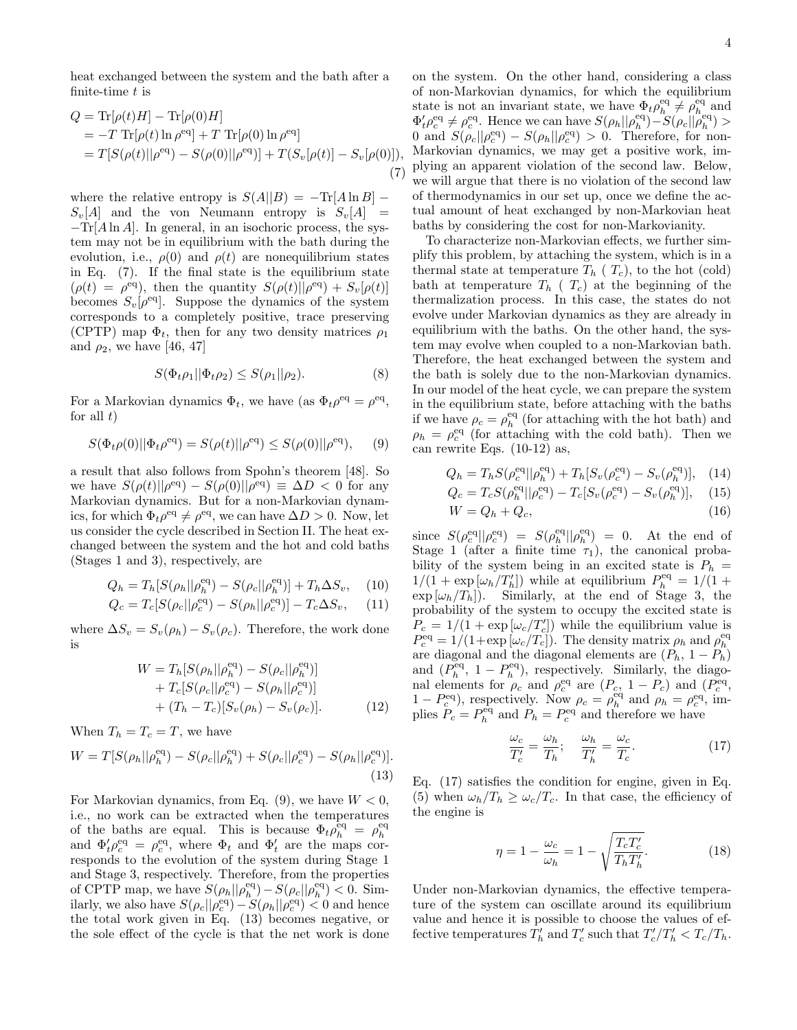heat exchanged between the system and the bath after a finite-time $t$ is

$$
\begin{aligned}
Q &= \mathrm{Tr}[\rho(t)H] - \mathrm{Tr}[\rho(0)H] \\
&= -T\ \mathrm{Tr}[\rho(t)\ln\rho^{\mathrm{eq}}] + T\ \mathrm{Tr}[\rho(0)\ln\rho^{\mathrm{eq}}] \\
&= T[S(\rho(t)||\rho^{\mathrm{eq}}) - S(\rho(0)||\rho^{\mathrm{eq}})] + T(S_v[\rho(t)] - S_v[\rho(0)]),
\end{aligned} \tag{7}
$$

where the relative entropy is $S(A||B) = -\mathrm{Tr}[A\ln B] - S_v[A]$ and the von Neumann entropy is $S_v[A] = -\mathrm{Tr}[A\ln A]$. In general, in an isochoric process, the system may not be in equilibrium with the bath during the evolution, i.e., $\rho(0)$ and $\rho(t)$ are nonequilibrium states in Eq. (7). If the final state is the equilibrium state ($\rho(t) = \rho^{\mathrm{eq}}$), then the quantity $S(\rho(t)||\rho^{\mathrm{eq}}) + S_v[\rho(t)]$ becomes $S_v[\rho^{\mathrm{eq}}]$. Suppose the dynamics of the system corresponds to a completely positive, trace preserving (CPTP) map $\Phi_t$, then for any two density matrices $\rho_1$ and $\rho_2$, we have [46, 47]

$$
S(\Phi_t\rho_1||\Phi_t\rho_2) \le S(\rho_1||\rho_2). \tag{8}
$$

For a Markovian dynamics $\Phi_t$, we have (as $\Phi_t\rho^{\mathrm{eq}} = \rho^{\mathrm{eq}}$, for all $t$)

$$
S(\Phi_t\rho(0)||\Phi_t\rho^{\mathrm{eq}}) = S(\rho(t)||\rho^{\mathrm{eq}}) \le S(\rho(0)||\rho^{\mathrm{eq}}), \tag{9}
$$

a result that also follows from Spohn's theorem [48]. So we have $S(\rho(t)||\rho^{\mathrm{eq}}) - S(\rho(0)||\rho^{\mathrm{eq}}) \equiv \Delta D < 0$ for any Markovian dynamics. But for a non-Markovian dynamics, for which $\Phi_t\rho^{\mathrm{eq}} \neq \rho^{\mathrm{eq}}$, we can have $\Delta D > 0$. Now, let us consider the cycle described in Section II. The heat exchanged between the system and the hot and cold baths (Stages 1 and 3), respectively, are

$$
Q_h = T_h[S(\rho_h||\rho_h^{\mathrm{eq}}) - S(\rho_c||\rho_h^{\mathrm{eq}})] + T_h\Delta S_v, \tag{10}
$$

$$
Q_c = T_c[S(\rho_c||\rho_c^{\mathrm{eq}}) - S(\rho_h||\rho_c^{\mathrm{eq}})] - T_c\Delta S_v, \tag{11}
$$

where $\Delta S_v = S_v(\rho_h) - S_v(\rho_c)$. Therefore, the work done is

$$
\begin{aligned}
W = &\ T_h[S(\rho_h||\rho_h^{\mathrm{eq}}) - S(\rho_c||\rho_h^{\mathrm{eq}})] \\
&+ T_c[S(\rho_c||\rho_c^{\mathrm{eq}}) - S(\rho_h||\rho_c^{\mathrm{eq}})] \\
&+ (T_h - T_c)[S_v(\rho_h) - S_v(\rho_c)].
\end{aligned} \tag{12}
$$

When $T_h = T_c = T$, we have

$$
W = T[S(\rho_h||\rho_h^{\mathrm{eq}}) - S(\rho_c||\rho_h^{\mathrm{eq}}) + S(\rho_c||\rho_c^{\mathrm{eq}}) - S(\rho_h||\rho_c^{\mathrm{eq}})]. \tag{13}
$$

For Markovian dynamics, from Eq. (9), we have $W < 0$, i.e., no work can be extracted when the temperatures of the baths are equal. This is because $\Phi_t\rho_h^{\mathrm{eq}} = \rho_h^{\mathrm{eq}}$ and $\Phi'_t\rho_c^{\mathrm{eq}} = \rho_c^{\mathrm{eq}}$, where $\Phi_t$ and $\Phi'_t$ are the maps corresponds to the evolution of the system during Stage 1 and Stage 3, respectively. Therefore, from the properties of CPTP map, we have $S(\rho_h||\rho_h^{\mathrm{eq}}) - S(\rho_c||\rho_h^{\mathrm{eq}}) < 0$. Similarly, we also have $S(\rho_c||\rho_c^{\mathrm{eq}}) - S(\rho_h||\rho_c^{\mathrm{eq}}) < 0$ and hence the total work given in Eq. (13) becomes negative, or the sole effect of the cycle is that the net work is done on the system. On the other hand, considering a class of non-Markovian dynamics, for which the equilibrium state is not an invariant state, we have $\Phi_t\rho_h^{\mathrm{eq}} \neq \rho_h^{\mathrm{eq}}$ and $\Phi'_t\rho_c^{\mathrm{eq}} \neq \rho_c^{\mathrm{eq}}$. Hence we can have $S(\rho_h||\rho_h^{\mathrm{eq}}) - S(\rho_c||\rho_h^{\mathrm{eq}}) > 0$ and $S(\rho_c||\rho_c^{\mathrm{eq}}) - S(\rho_h||\rho_c^{\mathrm{eq}}) > 0$. Therefore, for non-Markovian dynamics, we may get a positive work, implying an apparent violation of the second law. Below, we will argue that there is no violation of the second law of thermodynamics in our set up, once we define the actual amount of heat exchanged by non-Markovian heat baths by considering the cost for non-Markovianity.

To characterize non-Markovian effects, we further simplify this problem, by attaching the system, which is in a thermal state at temperature $T_h$ ( $T_c$), to the hot (cold) bath at temperature $T_h$ ( $T_c$) at the beginning of the thermalization process. In this case, the states do not evolve under Markovian dynamics as they are already in equilibrium with the baths. On the other hand, the system may evolve when coupled to a non-Markovian bath. Therefore, the heat exchanged between the system and the bath is solely due to the non-Markovian dynamics. In our model of the heat cycle, we can prepare the system in the equilibrium state, before attaching with the baths if we have $\rho_c = \rho_h^{\mathrm{eq}}$ (for attaching with the hot bath) and $\rho_h = \rho_c^{\mathrm{eq}}$ (for attaching with the cold bath). Then we can rewrite Eqs. (10-12) as,

$$
Q_h = T_h S(\rho_c^{\mathrm{eq}}||\rho_h^{\mathrm{eq}}) + T_h[S_v(\rho_c^{\mathrm{eq}}) - S_v(\rho_h^{\mathrm{eq}})], \tag{14}
$$

$$
Q_c = T_c S(\rho_h^{\mathrm{eq}}||\rho_c^{\mathrm{eq}}) - T_c[S_v(\rho_c^{\mathrm{eq}}) - S_v(\rho_h^{\mathrm{eq}})], \tag{15}
$$

$$
W = Q_h + Q_c, \tag{16}
$$

since $S(\rho_c^{\mathrm{eq}}||\rho_c^{\mathrm{eq}}) = S(\rho_h^{\mathrm{eq}}||\rho_h^{\mathrm{eq}}) = 0$. At the end of Stage 1 (after a finite time $\tau_1$), the canonical probability of the system being in an excited state is $P_h = 1/(1+\exp[\omega_h/T'_h])$ while at equilibrium $P_h^{\mathrm{eq}} = 1/(1+\exp[\omega_h/T_h])$. Similarly, at the end of Stage 3, the probability of the system to occupy the excited state is $P_c = 1/(1+\exp[\omega_c/T'_c])$ while the equilibrium value is $P_c^{\mathrm{eq}} = 1/(1+\exp[\omega_c/T_c])$. The density matrix $\rho_h$ and $\rho_h^{\mathrm{eq}}$ are diagonal and the diagonal elements are ($P_h$, $1-P_h$) and ($P_h^{\mathrm{eq}}$, $1-P_h^{\mathrm{eq}}$), respectively. Similarly, the diagonal elements for $\rho_c$ and $\rho_c^{\mathrm{eq}}$ are ($P_c$, $1-P_c$) and ($P_c^{\mathrm{eq}}$, $1-P_c^{\mathrm{eq}}$), respectively. Now $\rho_c = \rho_h^{\mathrm{eq}}$ and $\rho_h = \rho_c^{\mathrm{eq}}$, implies $P_c = P_h^{\mathrm{eq}}$ and $P_h = P_c^{\mathrm{eq}}$ and therefore we have

$$
\frac{\omega_c}{T'_c} = \frac{\omega_h}{T_h}; \quad \frac{\omega_h}{T'_h} = \frac{\omega_c}{T_c}. \tag{17}
$$

Eq. (17) satisfies the condition for engine, given in Eq. (5) when $\omega_h/T_h \ge \omega_c/T_c$. In that case, the efficiency of the engine is

$$
\eta = 1 - \frac{\omega_c}{\omega_h} = 1 - \sqrt{\frac{T_c T'_c}{T_h T'_h}}. \tag{18}
$$

Under non-Markovian dynamics, the effective temperature of the system can oscillate around its equilibrium value and hence it is possible to choose the values of effective temperatures $T'_h$ and $T'_c$ such that $T'_c/T'_h < T_c/T_h$.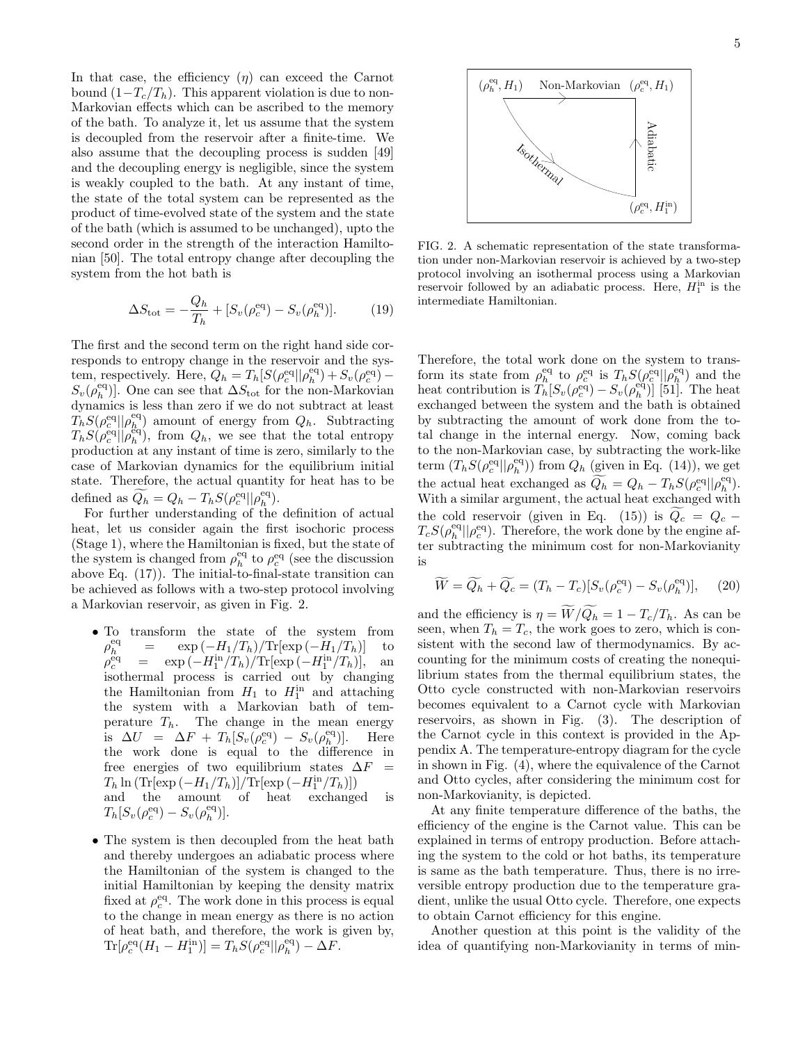In that case, the efficiency ($\eta$) can exceed the Carnot bound ($1-T_c/T_h$). This apparent violation is due to non-Markovian effects which can be ascribed to the memory of the bath. To analyze it, let us assume that the system is decoupled from the reservoir after a finite-time. We also assume that the decoupling process is sudden [49] and the decoupling energy is negligible, since the system is weakly coupled to the bath. At any instant of time, the state of the total system can be represented as the product of time-evolved state of the system and the state of the bath (which is assumed to be unchanged), upto the second order in the strength of the interaction Hamiltonian [50]. The total entropy change after decoupling the system from the hot bath is

$$\Delta S_{\rm tot} = -\frac{Q_h}{T_h} + [S_v(\rho_c^{\rm eq}) - S_v(\rho_h^{\rm eq})]. \tag{19}$$

The first and the second term on the right hand side corresponds to entropy change in the reservoir and the system, respectively. Here, $Q_h = T_h[S(\rho_c^{\rm eq}||\rho_h^{\rm eq}) + S_v(\rho_c^{\rm eq}) - S_v(\rho_h^{\rm eq})]$. One can see that $\Delta S_{\rm tot}$ for the non-Markovian dynamics is less than zero if we do not subtract at least $T_h S(\rho_c^{\rm eq}||\rho_h^{\rm eq})$ amount of energy from $Q_h$. Subtracting $T_h S(\rho_c^{\rm eq}||\rho_h^{\rm eq})$, from $Q_h$, we see that the total entropy production at any instant of time is zero, similarly to the case of Markovian dynamics for the equilibrium initial state. Therefore, the actual quantity for heat has to be defined as $\widetilde{Q_h} = Q_h - T_h S(\rho_c^{\rm eq}||\rho_h^{\rm eq})$.

For further understanding of the definition of actual heat, let us consider again the first isochoric process (Stage 1), where the Hamiltonian is fixed, but the state of the system is changed from $\rho_h^{\rm eq}$ to $\rho_c^{\rm eq}$ (see the discussion above Eq. (17)). The initial-to-final-state transition can be achieved as follows with a two-step protocol involving a Markovian reservoir, as given in Fig. 2.

- To transform the state of the system from $\rho_h^{\rm eq} = \exp(-H_1/T_h)/{\rm Tr}[\exp(-H_1/T_h)]$ to $\rho_c^{\rm eq} = \exp(-H_1^{\rm in}/T_h)/{\rm Tr}[\exp(-H_1^{\rm in}/T_h)]$, an isothermal process is carried out by changing the Hamiltonian from $H_1$ to $H_1^{\rm in}$ and attaching the system with a Markovian bath of temperature $T_h$. The change in the mean energy is $\Delta U = \Delta F + T_h[S_v(\rho_c^{\rm eq}) - S_v(\rho_h^{\rm eq})]$. Here the work done is equal to the difference in free energies of two equilibrium states $\Delta F = T_h \ln\left({\rm Tr}[\exp(-H_1/T_h)]/{\rm Tr}[\exp(-H_1^{\rm in}/T_h)]\right)$ and the amount of heat exchanged is $T_h[S_v(\rho_c^{\rm eq}) - S_v(\rho_h^{\rm eq})]$.
- The system is then decoupled from the heat bath and thereby undergoes an adiabatic process where the Hamiltonian of the system is changed to the initial Hamiltonian by keeping the density matrix fixed at $\rho_c^{\rm eq}$. The work done in this process is equal to the change in mean energy as there is no action of heat bath, and therefore, the work is given by, ${\rm Tr}[\rho_c^{\rm eq}(H_1 - H_1^{\rm in})] = T_h S(\rho_c^{\rm eq}||\rho_h^{\rm eq}) - \Delta F$.

FIG. 2. A schematic representation of the state transformation under non-Markovian reservoir is achieved by a two-step protocol involving an isothermal process using a Markovian reservoir followed by an adiabatic process. Here, $H_1^{\rm in}$ is the intermediate Hamiltonian.

Therefore, the total work done on the system to transform its state from $\rho_h^{\rm eq}$ to $\rho_c^{\rm eq}$ is $T_h S(\rho_c^{\rm eq}||\rho_h^{\rm eq})$ and the heat contribution is $T_h[S_v(\rho_c^{\rm eq}) - S_v(\rho_h^{\rm eq})]$ [51]. The heat exchanged between the system and the bath is obtained by subtracting the amount of work done from the total change in the internal energy. Now, coming back to the non-Markovian case, by subtracting the work-like term ($T_h S(\rho_c^{\rm eq}||\rho_h^{\rm eq})$) from $Q_h$ (given in Eq. (14)), we get the actual heat exchanged as $\widetilde{Q_h} = Q_h - T_h S(\rho_c^{\rm eq}||\rho_h^{\rm eq})$. With a similar argument, the actual heat exchanged with the cold reservoir (given in Eq. (15)) is $\widetilde{Q_c} = Q_c - T_c S(\rho_h^{\rm eq}||\rho_c^{\rm eq})$. Therefore, the work done by the engine after subtracting the minimum cost for non-Markovianity is

$$\widetilde{W} = \widetilde{Q_h} + \widetilde{Q_c} = (T_h - T_c)[S_v(\rho_c^{\rm eq}) - S_v(\rho_h^{\rm eq})], \tag{20}$$

and the efficiency is $\eta = \widetilde{W}/\widetilde{Q_h} = 1 - T_c/T_h$. As can be seen, when $T_h = T_c$, the work goes to zero, which is consistent with the second law of thermodynamics. By accounting for the minimum costs of creating the nonequilibrium states from the thermal equilibrium states, the Otto cycle constructed with non-Markovian reservoirs becomes equivalent to a Carnot cycle with Markovian reservoirs, as shown in Fig. (3). The description of the Carnot cycle in this context is provided in the Appendix A. The temperature-entropy diagram for the cycle in shown in Fig. (4), where the equivalence of the Carnot and Otto cycles, after considering the minimum cost for non-Markovianity is depicted.

At any finite temperature difference of the baths, the efficiency of the engine is the Carnot value. This can be explained in terms of entropy production. Before attaching the system to the cold or hot baths, its temperature is same as the bath temperature. Thus, there is no irreversible entropy production due to the temperature gradient, unlike the usual Otto cycle. Therefore, one expects to obtain Carnot efficiency for this engine.

Another question at this point is the validity of the idea of quantifying non-Markovianity in terms of min-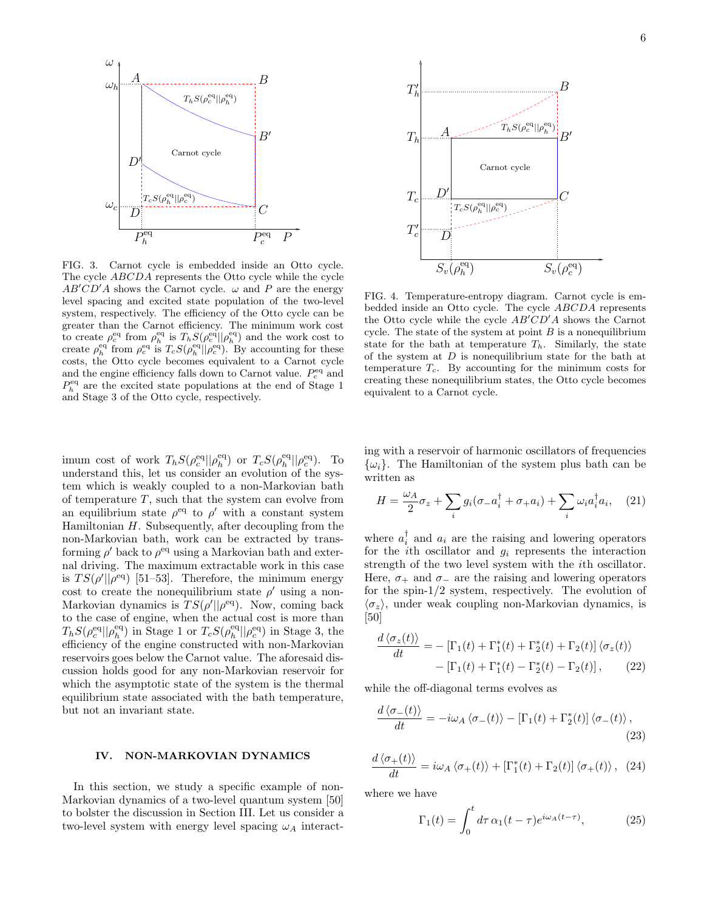FIG. 3. Carnot cycle is embedded inside an Otto cycle. The cycle $ABCDA$ represents the Otto cycle while the cycle $AB'CD'A$ shows the Carnot cycle. $\omega$ and $P$ are the energy level spacing and excited state population of the two-level system, respectively. The efficiency of the Otto cycle can be greater than the Carnot efficiency. The minimum work cost to create $\rho_c^{\rm eq}$ from $\rho_h^{\rm eq}$ is $T_h S(\rho_c^{\rm eq}||\rho_h^{\rm eq})$ and the work cost to create $\rho_h^{\rm eq}$ from $\rho_c^{\rm eq}$ is $T_c S(\rho_h^{\rm eq}||\rho_c^{\rm eq})$. By accounting for these costs, the Otto cycle becomes equivalent to a Carnot cycle and the engine efficiency falls down to Carnot value. $P_c^{\rm eq}$ and $P_h^{\rm eq}$ are the excited state populations at the end of Stage 1 and Stage 3 of the Otto cycle, respectively.

FIG. 4. Temperature-entropy diagram. Carnot cycle is embedded inside an Otto cycle. The cycle $ABCDA$ represents the Otto cycle while the cycle $AB'CD'A$ shows the Carnot cycle. The state of the system at point $B$ is a nonequilibrium state for the bath at temperature $T_h$. Similarly, the state of the system at $D$ is nonequilibrium state for the bath at temperature $T_c$. By accounting for the minimum costs for creating these nonequilibrium states, the Otto cycle becomes equivalent to a Carnot cycle.

imum cost of work $T_h S(\rho_c^{\rm eq}||\rho_h^{\rm eq})$ or $T_c S(\rho_h^{\rm eq}||\rho_c^{\rm eq})$. To understand this, let us consider an evolution of the system which is weakly coupled to a non-Markovian bath of temperature $T$, such that the system can evolve from an equilibrium state $\rho^{\rm eq}$ to $\rho'$ with a constant system Hamiltonian $H$. Subsequently, after decoupling from the non-Markovian bath, work can be extracted by transforming $\rho'$ back to $\rho^{\rm eq}$ using a Markovian bath and external driving. The maximum extractable work in this case is $TS(\rho'||\rho^{\rm eq})$ [51–53]. Therefore, the minimum energy cost to create the nonequilibrium state $\rho'$ using a non-Markovian dynamics is $TS(\rho'||\rho^{\rm eq})$. Now, coming back to the case of engine, when the actual cost is more than $T_h S(\rho_c^{\rm eq}||\rho_h^{\rm eq})$ in Stage 1 or $T_c S(\rho_h^{\rm eq}||\rho_c^{\rm eq})$ in Stage 3, the efficiency of the engine constructed with non-Markovian reservoirs goes below the Carnot value. The aforesaid discussion holds good for any non-Markovian reservoir for which the asymptotic state of the system is the thermal equilibrium state associated with the bath temperature, but not an invariant state.

## IV. NON-MARKOVIAN DYNAMICS

In this section, we study a specific example of non-Markovian dynamics of a two-level quantum system [50] to bolster the discussion in Section III. Let us consider a two-level system with energy level spacing $\omega_A$ interacting with a reservoir of harmonic oscillators of frequencies $\{\omega_i\}$. The Hamiltonian of the system plus bath can be written as

$$H = \frac{\omega_A}{2}\sigma_z + \sum_i g_i(\sigma_- a_i^\dagger + \sigma_+ a_i) + \sum_i \omega_i a_i^\dagger a_i, \quad (21)$$

where $a_i^\dagger$ and $a_i$ are the raising and lowering operators for the $i$th oscillator and $g_i$ represents the interaction strength of the two level system with the $i$th oscillator. Here, $\sigma_+$ and $\sigma_-$ are the raising and lowering operators for the spin-1/2 system, respectively. The evolution of $\langle\sigma_z\rangle$, under weak coupling non-Markovian dynamics, is [50]

$$\begin{aligned}\frac{d\langle\sigma_z(t)\rangle}{dt} =& -\left[\Gamma_1(t)+\Gamma_1^*(t)+\Gamma_2^*(t)+\Gamma_2(t)\right]\langle\sigma_z(t)\rangle \\ & -\left[\Gamma_1(t)+\Gamma_1^*(t)-\Gamma_2^*(t)-\Gamma_2(t)\right], \quad (22)\end{aligned}$$

while the off-diagonal terms evolves as

$$\frac{d\langle\sigma_-(t)\rangle}{dt} = -i\omega_A\langle\sigma_-(t)\rangle - \left[\Gamma_1(t)+\Gamma_2^*(t)\right]\langle\sigma_-(t)\rangle, \quad (23)$$

$$\frac{d\langle\sigma_+(t)\rangle}{dt} = i\omega_A\langle\sigma_+(t)\rangle + \left[\Gamma_1^*(t)+\Gamma_2(t)\right]\langle\sigma_+(t)\rangle, \quad (24)$$

where we have

$$\Gamma_1(t) = \int_0^t d\tau\, \alpha_1(t-\tau)e^{i\omega_A(t-\tau)}, \quad (25)$$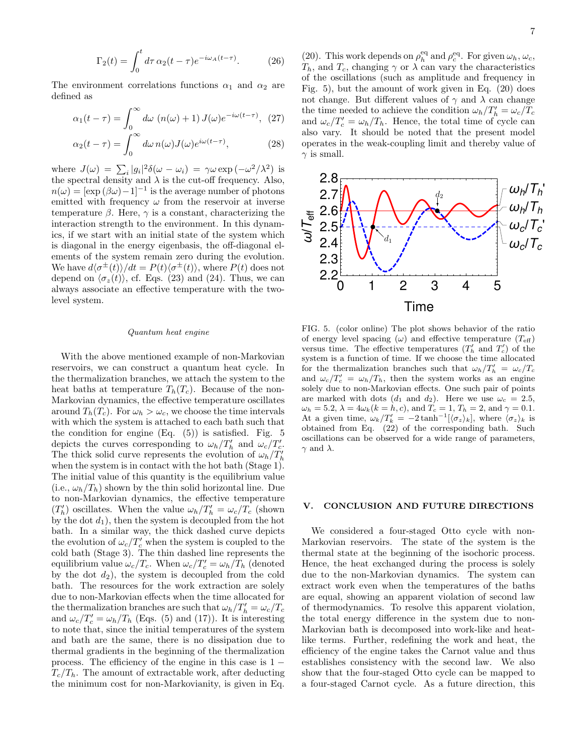$$\Gamma_2(t) = \int_0^t d\tau \, \alpha_2(t-\tau) e^{-i\omega_A(t-\tau)}. \tag{26}$$

The environment correlations functions $\alpha_1$ and $\alpha_2$ are defined as

$$\alpha_1(t-\tau) = \int_0^\infty d\omega \, \left(n(\omega)+1\right) J(\omega) e^{-i\omega(t-\tau)}, \tag{27}$$

$$\alpha_2(t-\tau) = \int_0^\infty d\omega \, n(\omega) J(\omega) e^{i\omega(t-\tau)}, \tag{28}$$

where $J(\omega) = \sum_i |g_i|^2 \delta(\omega - \omega_i) = \gamma\omega \exp(-\omega^2/\lambda^2)$ is the spectral density and $\lambda$ is the cut-off frequency. Also, $n(\omega) = [\exp(\beta\omega) - 1]^{-1}$ is the average number of photons emitted with frequency $\omega$ from the reservoir at inverse temperature $\beta$. Here, $\gamma$ is a constant, characterizing the interaction strength to the environment. In this dynamics, if we start with an initial state of the system which is diagonal in the energy eigenbasis, the off-diagonal elements of the system remain zero during the evolution. We have $d\langle\sigma^\pm(t)\rangle/dt = P(t)\langle\sigma^\pm(t)\rangle$, where $P(t)$ does not depend on $\langle\sigma_z(t)\rangle$, cf. Eqs. (23) and (24). Thus, we can always associate an effective temperature with the two-level system.

*Quantum heat engine*

With the above mentioned example of non-Markovian reservoirs, we can construct a quantum heat cycle. In the thermalization branches, we attach the system to the heat baths at temperature $T_h(T_c)$. Because of the non-Markovian dynamics, the effective temperature oscillates around $T_h(T_c)$. For $\omega_h > \omega_c$, we choose the time intervals with which the system is attached to each bath such that the condition for engine (Eq. (5)) is satisfied. Fig. 5 depicts the curves corresponding to $\omega_h/T_h'$ and $\omega_c/T_c'$. The thick solid curve represents the evolution of $\omega_h/T_h'$ when the system is in contact with the hot bath (Stage 1). The initial value of this quantity is the equilibrium value (i.e., $\omega_h/T_h$) shown by the thin solid horizontal line. Due to non-Markovian dynamics, the effective temperature ($T_h'$) oscillates. When the value $\omega_h/T_h' = \omega_c/T_c$ (shown by the dot $d_1$), then the system is decoupled from the hot bath. In a similar way, the thick dashed curve depicts the evolution of $\omega_c/T_c'$ when the system is coupled to the cold bath (Stage 3). The thin dashed line represents the equilibrium value $\omega_c/T_c$. When $\omega_c/T_c' = \omega_h/T_h$ (denoted by the dot $d_2$), the system is decoupled from the cold bath. The resources for the work extraction are solely due to non-Markovian effects when the time allocated for the thermalization branches are such that $\omega_h/T_h' = \omega_c/T_c$ and $\omega_c/T_c' = \omega_h/T_h$ (Eqs. (5) and (17)). It is interesting to note that, since the initial temperatures of the system and bath are the same, there is no dissipation due to thermal gradients in the beginning of the thermalization process. The efficiency of the engine in this case is $1 - T_c/T_h$. The amount of extractable work, after deducting the minimum cost for non-Markovianity, is given in Eq. (20). This work depends on $\rho_h^{\rm eq}$ and $\rho_c^{\rm eq}$. For given $\omega_h$, $\omega_c$, $T_h$, and $T_c$, changing $\gamma$ or $\lambda$ can vary the characteristics of the oscillations (such as amplitude and frequency in Fig. 5), but the amount of work given in Eq. (20) does not change. But different values of $\gamma$ and $\lambda$ can change the time needed to achieve the condition $\omega_h/T_h' = \omega_c/T_c$ and $\omega_c/T_c' = \omega_h/T_h$. Hence, the total time of cycle can also vary. It should be noted that the present model operates in the weak-coupling limit and thereby value of $\gamma$ is small.

FIG. 5. (color online) The plot shows behavior of the ratio of energy level spacing ($\omega$) and effective temperature ($T_{\rm eff}$) versus time. The effective temperatures ($T_h'$ and $T_c'$) of the system is a function of time. If we choose the time allocated for the thermalization branches such that $\omega_h/T_h' = \omega_c/T_c$ and $\omega_c/T_c' = \omega_h/T_h$, then the system works as an engine solely due to non-Markovian effects. One such pair of points are marked with dots ($d_1$ and $d_2$). Here we use $\omega_c = 2.5$, $\omega_h = 5.2$, $\lambda = 4\omega_k (k = h, c)$, and $T_c = 1$, $T_h = 2$, and $\gamma = 0.1$. At a given time, $\omega_k/T_k' = -2\tanh^{-1}[\langle\sigma_z\rangle_k]$, where $\langle\sigma_z\rangle_k$ is obtained from Eq. (22) of the corresponding bath. Such oscillations can be observed for a wide range of parameters, $\gamma$ and $\lambda$.

## V. CONCLUSION AND FUTURE DIRECTIONS

We considered a four-staged Otto cycle with non-Markovian reservoirs. The state of the system is the thermal state at the beginning of the isochoric process. Hence, the heat exchanged during the process is solely due to the non-Markovian dynamics. The system can extract work even when the temperatures of the baths are equal, showing an apparent violation of second law of thermodynamics. To resolve this apparent violation, the total energy difference in the system due to non-Markovian bath is decomposed into work-like and heat-like terms. Further, redefining the work and heat, the efficiency of the engine takes the Carnot value and thus establishes consistency with the second law. We also show that the four-staged Otto cycle can be mapped to a four-staged Carnot cycle. As a future direction, this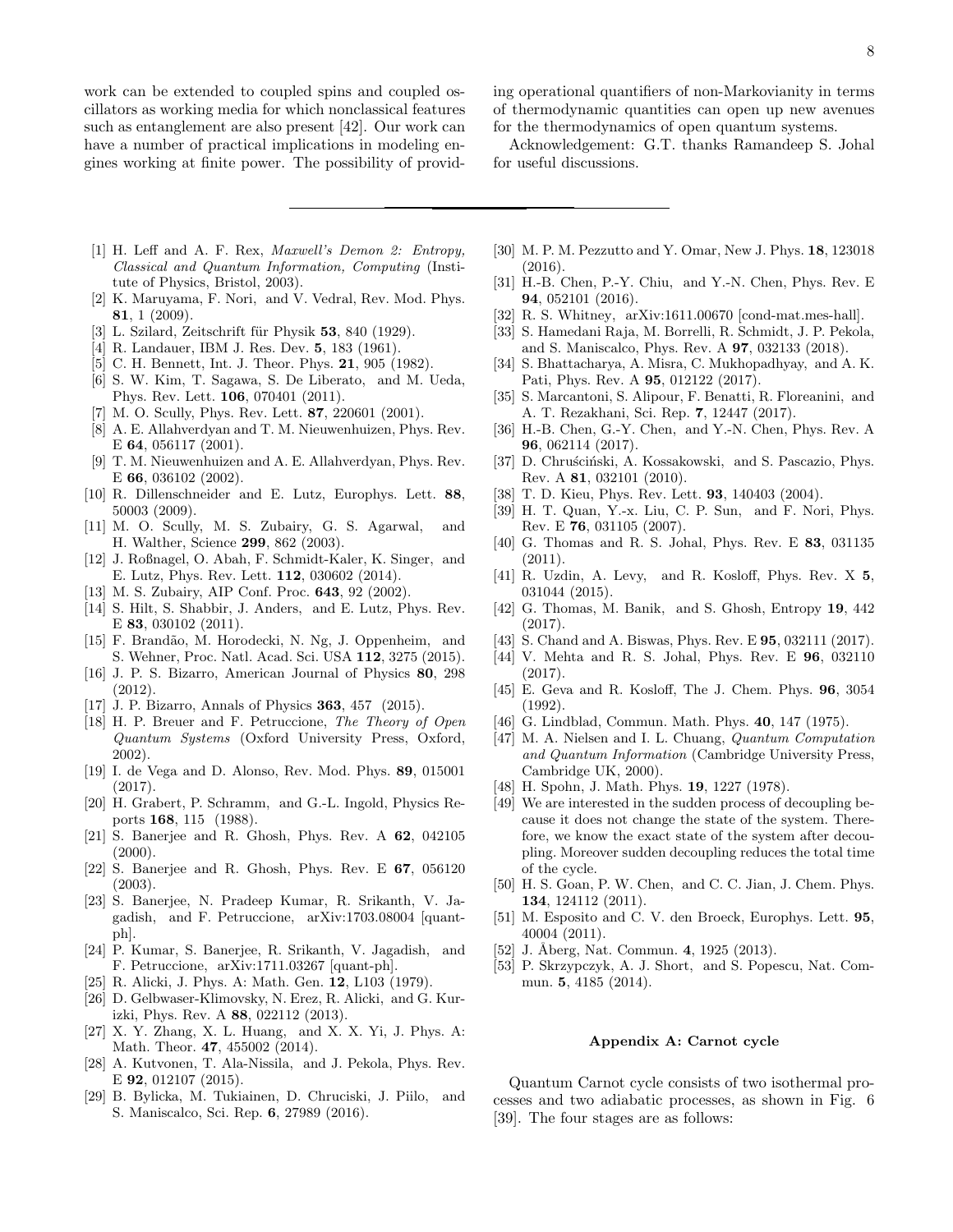work can be extended to coupled spins and coupled oscillators as working media for which nonclassical features such as entanglement are also present [42]. Our work can have a number of practical implications in modeling engines working at finite power. The possibility of providing operational quantifiers of non-Markovianity in terms of thermodynamic quantities can open up new avenues for the thermodynamics of open quantum systems.

Acknowledgement: G.T. thanks Ramandeep S. Johal for useful discussions.

---

[1] H. Leff and A. F. Rex, *Maxwell's Demon 2: Entropy, Classical and Quantum Information, Computing* (Institute of Physics, Bristol, 2003).

[2] K. Maruyama, F. Nori, and V. Vedral, Rev. Mod. Phys. **81**, 1 (2009).

[3] L. Szilard, Zeitschrift für Physik **53**, 840 (1929).

[4] R. Landauer, IBM J. Res. Dev. **5**, 183 (1961).

[5] C. H. Bennett, Int. J. Theor. Phys. **21**, 905 (1982).

[6] S. W. Kim, T. Sagawa, S. De Liberato, and M. Ueda, Phys. Rev. Lett. **106**, 070401 (2011).

[7] M. O. Scully, Phys. Rev. Lett. **87**, 220601 (2001).

[8] A. E. Allahverdyan and T. M. Nieuwenhuizen, Phys. Rev. E **64**, 056117 (2001).

[9] T. M. Nieuwenhuizen and A. E. Allahverdyan, Phys. Rev. E **66**, 036102 (2002).

[10] R. Dillenschneider and E. Lutz, Europhys. Lett. **88**, 50003 (2009).

[11] M. O. Scully, M. S. Zubairy, G. S. Agarwal, and H. Walther, Science **299**, 862 (2003).

[12] J. Roßnagel, O. Abah, F. Schmidt-Kaler, K. Singer, and E. Lutz, Phys. Rev. Lett. **112**, 030602 (2014).

[13] M. S. Zubairy, AIP Conf. Proc. **643**, 92 (2002).

[14] S. Hilt, S. Shabbir, J. Anders, and E. Lutz, Phys. Rev. E **83**, 030102 (2011).

[15] F. Brandão, M. Horodecki, N. Ng, J. Oppenheim, and S. Wehner, Proc. Natl. Acad. Sci. USA **112**, 3275 (2015).

[16] J. P. S. Bizarro, American Journal of Physics **80**, 298 (2012).

[17] J. P. Bizarro, Annals of Physics **363**, 457 (2015).

[18] H. P. Breuer and F. Petruccione, *The Theory of Open Quantum Systems* (Oxford University Press, Oxford, 2002).

[19] I. de Vega and D. Alonso, Rev. Mod. Phys. **89**, 015001 (2017).

[20] H. Grabert, P. Schramm, and G.-L. Ingold, Physics Reports **168**, 115 (1988).

[21] S. Banerjee and R. Ghosh, Phys. Rev. A **62**, 042105 (2000).

[22] S. Banerjee and R. Ghosh, Phys. Rev. E **67**, 056120 (2003).

[23] S. Banerjee, N. Pradeep Kumar, R. Srikanth, V. Jagadish, and F. Petruccione, arXiv:1703.08004 [quant-ph].

[24] P. Kumar, S. Banerjee, R. Srikanth, V. Jagadish, and F. Petruccione, arXiv:1711.03267 [quant-ph].

[25] R. Alicki, J. Phys. A: Math. Gen. **12**, L103 (1979).

[26] D. Gelbwaser-Klimovsky, N. Erez, R. Alicki, and G. Kurizki, Phys. Rev. A **88**, 022112 (2013).

[27] X. Y. Zhang, X. L. Huang, and X. X. Yi, J. Phys. A: Math. Theor. **47**, 455002 (2014).

[28] A. Kutvonen, T. Ala-Nissila, and J. Pekola, Phys. Rev. E **92**, 012107 (2015).

[29] B. Bylicka, M. Tukiainen, D. Chruciski, J. Piilo, and S. Maniscalco, Sci. Rep. **6**, 27989 (2016).

[30] M. P. M. Pezzutto and Y. Omar, New J. Phys. **18**, 123018 (2016).

[31] H.-B. Chen, P.-Y. Chiu, and Y.-N. Chen, Phys. Rev. E **94**, 052101 (2016).

[32] R. S. Whitney, arXiv:1611.00670 [cond-mat.mes-hall].

[33] S. Hamedani Raja, M. Borrelli, R. Schmidt, J. P. Pekola, and S. Maniscalco, Phys. Rev. A **97**, 032133 (2018).

[34] S. Bhattacharya, A. Misra, C. Mukhopadhyay, and A. K. Pati, Phys. Rev. A **95**, 012122 (2017).

[35] S. Marcantoni, S. Alipour, F. Benatti, R. Floreanini, and A. T. Rezakhani, Sci. Rep. **7**, 12447 (2017).

[36] H.-B. Chen, G.-Y. Chen, and Y.-N. Chen, Phys. Rev. A **96**, 062114 (2017).

[37] D. Chruściński, A. Kossakowski, and S. Pascazio, Phys. Rev. A **81**, 032101 (2010).

[38] T. D. Kieu, Phys. Rev. Lett. **93**, 140403 (2004).

[39] H. T. Quan, Y.-x. Liu, C. P. Sun, and F. Nori, Phys. Rev. E **76**, 031105 (2007).

[40] G. Thomas and R. S. Johal, Phys. Rev. E **83**, 031135 (2011).

[41] R. Uzdin, A. Levy, and R. Kosloff, Phys. Rev. X **5**, 031044 (2015).

[42] G. Thomas, M. Banik, and S. Ghosh, Entropy **19**, 442 (2017).

[43] S. Chand and A. Biswas, Phys. Rev. E **95**, 032111 (2017).

[44] V. Mehta and R. S. Johal, Phys. Rev. E **96**, 032110 (2017).

[45] E. Geva and R. Kosloff, The J. Chem. Phys. **96**, 3054 (1992).

[46] G. Lindblad, Commun. Math. Phys. **40**, 147 (1975).

[47] M. A. Nielsen and I. L. Chuang, *Quantum Computation and Quantum Information* (Cambridge University Press, Cambridge UK, 2000).

[48] H. Spohn, J. Math. Phys. **19**, 1227 (1978).

[49] We are interested in the sudden process of decoupling because it does not change the state of the system. Therefore, we know the exact state of the system after decoupling. Moreover sudden decoupling reduces the total time of the cycle.

[50] H. S. Goan, P. W. Chen, and C. C. Jian, J. Chem. Phys. **134**, 124112 (2011).

[51] M. Esposito and C. V. den Broeck, Europhys. Lett. **95**, 40004 (2011).

[52] J. Åberg, Nat. Commun. **4**, 1925 (2013).

[53] P. Skrzypczyk, A. J. Short, and S. Popescu, Nat. Commun. **5**, 4185 (2014).

## Appendix A: Carnot cycle

Quantum Carnot cycle consists of two isothermal processes and two adiabatic processes, as shown in Fig. 6 [39]. The four stages are as follows: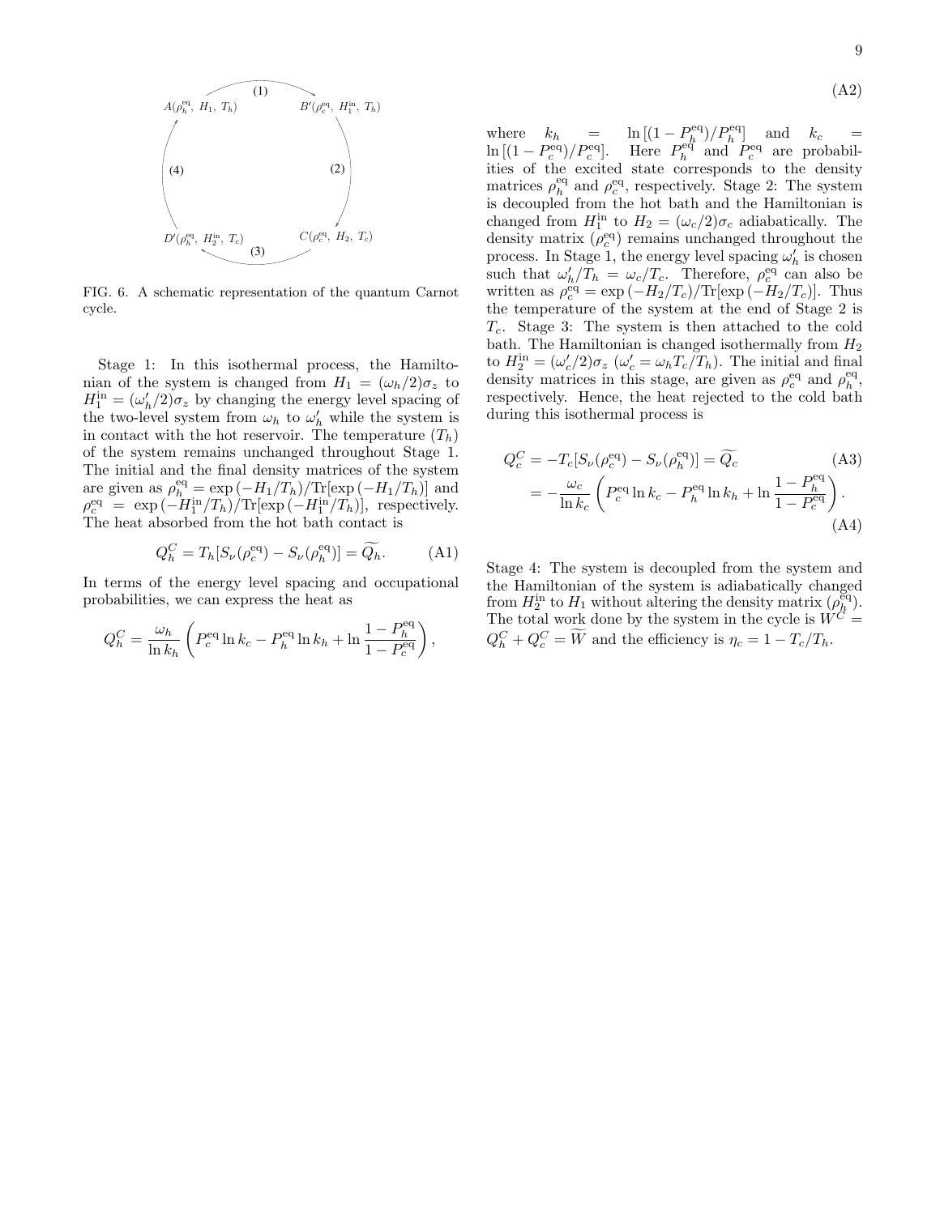A($\rho_h^{\rm eq}$, $H_1$, $T_h$)

(1)

B′($\rho_c^{\rm eq}$, $H_1^{\rm in}$, $T_h$)

(2)

C($\rho_c^{\rm eq}$, $H_2$, $T_c$)

(3)

D′($\rho_h^{\rm eq}$, $H_2^{\rm in}$, $T_c$)

(4)

FIG. 6. A schematic representation of the quantum Carnot cycle.

Stage 1: In this isothermal process, the Hamiltonian of the system is changed from $H_1 = (\omega_h/2)\sigma_z$ to $H_1^{\rm in} = (\omega_h'/2)\sigma_z$ by changing the energy level spacing of the two-level system from $\omega_h$ to $\omega_h'$ while the system is in contact with the hot reservoir. The temperature ($T_h$) of the system remains unchanged throughout Stage 1. The initial and the final density matrices of the system are given as $\rho_h^{\rm eq} = \exp(-H_1/T_h)/{\rm Tr}[\exp(-H_1/T_h)]$ and $\rho_c^{\rm eq} = \exp(-H_1^{\rm in}/T_h)/{\rm Tr}[\exp(-H_1^{\rm in}/T_h)]$, respectively. The heat absorbed from the hot bath contact is

$$Q_h^C = T_h[S_\nu(\rho_c^{\rm eq}) - S_\nu(\rho_h^{\rm eq})] = \widetilde{Q_h}. \tag{A1}$$

In terms of the energy level spacing and occupational probabilities, we can express the heat as

$$Q_h^C = \frac{\omega_h}{\ln k_h}\left(P_c^{\rm eq}\ln k_c - P_h^{\rm eq}\ln k_h + \ln\frac{1-P_h^{\rm eq}}{1-P_c^{\rm eq}}\right), \tag{A2}$$

where $k_h = \ln[(1-P_h^{\rm eq})/P_h^{\rm eq}]$ and $k_c = \ln[(1-P_c^{\rm eq})/P_c^{\rm eq}]$. Here $P_h^{\rm eq}$ and $P_c^{\rm eq}$ are probabilities of the excited state corresponds to the density matrices $\rho_h^{\rm eq}$ and $\rho_c^{\rm eq}$, respectively. Stage 2: The system is decoupled from the hot bath and the Hamiltonian is changed from $H_1^{\rm in}$ to $H_2 = (\omega_c/2)\sigma_c$ adiabatically. The density matrix ($\rho_c^{\rm eq}$) remains unchanged throughout the process. In Stage 1, the energy level spacing $\omega_h'$ is chosen such that $\omega_h'/T_h = \omega_c/T_c$. Therefore, $\rho_c^{\rm eq}$ can also be written as $\rho_c^{\rm eq} = \exp(-H_2/T_c)/{\rm Tr}[\exp(-H_2/T_c)]$. Thus the temperature of the system at the end of Stage 2 is $T_c$. Stage 3: The system is then attached to the cold bath. The Hamiltonian is changed isothermally from $H_2$ to $H_2^{\rm in} = (\omega_c'/2)\sigma_z$ ($\omega_c' = \omega_h T_c/T_h$). The initial and final density matrices in this stage, are given as $\rho_c^{\rm eq}$ and $\rho_h^{\rm eq}$, respectively. Hence, the heat rejected to the cold bath during this isothermal process is

$$Q_c^C = -T_c[S_\nu(\rho_c^{\rm eq}) - S_\nu(\rho_h^{\rm eq})] = \widetilde{Q_c} \tag{A3}$$

$$= -\frac{\omega_c}{\ln k_c}\left(P_c^{\rm eq}\ln k_c - P_h^{\rm eq}\ln k_h + \ln\frac{1-P_h^{\rm eq}}{1-P_c^{\rm eq}}\right). \tag{A4}$$

Stage 4: The system is decoupled from the system and the Hamiltonian of the system is adiabatically changed from $H_2^{\rm in}$ to $H_1$ without altering the density matrix ($\rho_h^{\rm eq}$). The total work done by the system in the cycle is $W^C = Q_h^C + Q_c^C = \widetilde{W}$ and the efficiency is $\eta_c = 1 - T_c/T_h$.